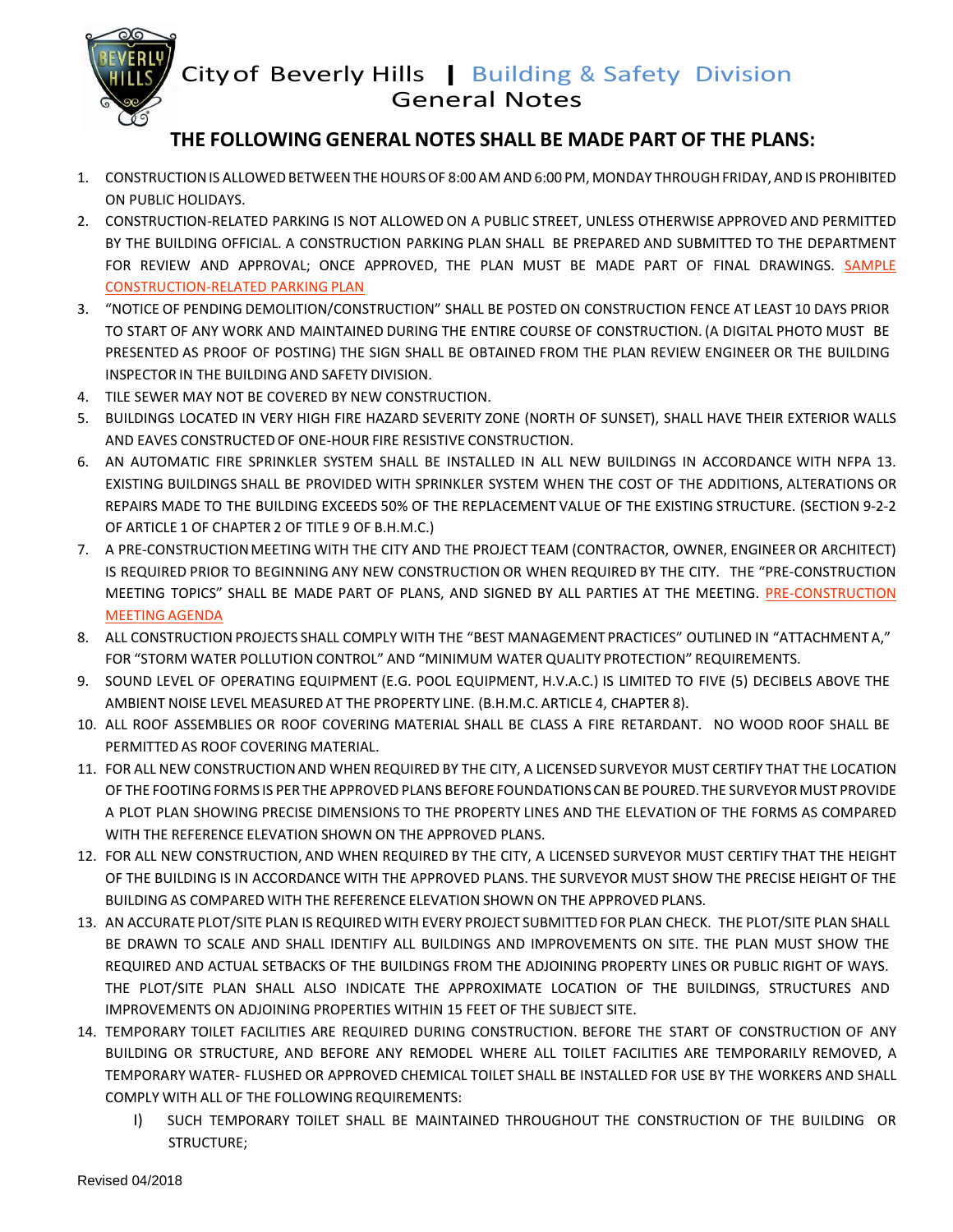# City of Beverly Hills | Building & Safety Division
## General Notes

### THE FOLLOWING GENERAL NOTES SHALL BE MADE PART OF THE PLANS:

1. CONSTRUCTION IS ALLOWED BETWEEN THE HOURS OF 8:00 AM AND 6:00 PM, MONDAY THROUGH FRIDAY, AND IS PROHIBITED ON PUBLIC HOLIDAYS.
2. CONSTRUCTION-RELATED PARKING IS NOT ALLOWED ON A PUBLIC STREET, UNLESS OTHERWISE APPROVED AND PERMITTED BY THE BUILDING OFFICIAL. A CONSTRUCTION PARKING PLAN SHALL BE PREPARED AND SUBMITTED TO THE DEPARTMENT FOR REVIEW AND APPROVAL; ONCE APPROVED, THE PLAN MUST BE MADE PART OF FINAL DRAWINGS. SAMPLE CONSTRUCTION-RELATED PARKING PLAN
3. "NOTICE OF PENDING DEMOLITION/CONSTRUCTION" SHALL BE POSTED ON CONSTRUCTION FENCE AT LEAST 10 DAYS PRIOR TO START OF ANY WORK AND MAINTAINED DURING THE ENTIRE COURSE OF CONSTRUCTION. (A DIGITAL PHOTO MUST BE PRESENTED AS PROOF OF POSTING) THE SIGN SHALL BE OBTAINED FROM THE PLAN REVIEW ENGINEER OR THE BUILDING INSPECTOR IN THE BUILDING AND SAFETY DIVISION.
4. TILE SEWER MAY NOT BE COVERED BY NEW CONSTRUCTION.
5. BUILDINGS LOCATED IN VERY HIGH FIRE HAZARD SEVERITY ZONE (NORTH OF SUNSET), SHALL HAVE THEIR EXTERIOR WALLS AND EAVES CONSTRUCTED OF ONE-HOUR FIRE RESISTIVE CONSTRUCTION.
6. AN AUTOMATIC FIRE SPRINKLER SYSTEM SHALL BE INSTALLED IN ALL NEW BUILDINGS IN ACCORDANCE WITH NFPA 13. EXISTING BUILDINGS SHALL BE PROVIDED WITH SPRINKLER SYSTEM WHEN THE COST OF THE ADDITIONS, ALTERATIONS OR REPAIRS MADE TO THE BUILDING EXCEEDS 50% OF THE REPLACEMENT VALUE OF THE EXISTING STRUCTURE. (SECTION 9-2-2 OF ARTICLE 1 OF CHAPTER 2 OF TITLE 9 OF B.H.M.C.)
7. A PRE-CONSTRUCTION MEETING WITH THE CITY AND THE PROJECT TEAM (CONTRACTOR, OWNER, ENGINEER OR ARCHITECT) IS REQUIRED PRIOR TO BEGINNING ANY NEW CONSTRUCTION OR WHEN REQUIRED BY THE CITY. THE "PRE-CONSTRUCTION MEETING TOPICS" SHALL BE MADE PART OF PLANS, AND SIGNED BY ALL PARTIES AT THE MEETING. PRE-CONSTRUCTION MEETING AGENDA
8. ALL CONSTRUCTION PROJECTS SHALL COMPLY WITH THE "BEST MANAGEMENT PRACTICES" OUTLINED IN "ATTACHMENT A," FOR "STORM WATER POLLUTION CONTROL" AND "MINIMUM WATER QUALITY PROTECTION" REQUIREMENTS.
9. SOUND LEVEL OF OPERATING EQUIPMENT (E.G. POOL EQUIPMENT, H.V.A.C.) IS LIMITED TO FIVE (5) DECIBELS ABOVE THE AMBIENT NOISE LEVEL MEASURED AT THE PROPERTY LINE. (B.H.M.C. ARTICLE 4, CHAPTER 8).
10. ALL ROOF ASSEMBLIES OR ROOF COVERING MATERIAL SHALL BE CLASS A FIRE RETARDANT. NO WOOD ROOF SHALL BE PERMITTED AS ROOF COVERING MATERIAL.
11. FOR ALL NEW CONSTRUCTION AND WHEN REQUIRED BY THE CITY, A LICENSED SURVEYOR MUST CERTIFY THAT THE LOCATION OF THE FOOTING FORMS IS PER THE APPROVED PLANS BEFORE FOUNDATIONS CAN BE POURED. THE SURVEYOR MUST PROVIDE A PLOT PLAN SHOWING PRECISE DIMENSIONS TO THE PROPERTY LINES AND THE ELEVATION OF THE FORMS AS COMPARED WITH THE REFERENCE ELEVATION SHOWN ON THE APPROVED PLANS.
12. FOR ALL NEW CONSTRUCTION, AND WHEN REQUIRED BY THE CITY, A LICENSED SURVEYOR MUST CERTIFY THAT THE HEIGHT OF THE BUILDING IS IN ACCORDANCE WITH THE APPROVED PLANS. THE SURVEYOR MUST SHOW THE PRECISE HEIGHT OF THE BUILDING AS COMPARED WITH THE REFERENCE ELEVATION SHOWN ON THE APPROVED PLANS.
13. AN ACCURATE PLOT/SITE PLAN IS REQUIRED WITH EVERY PROJECT SUBMITTED FOR PLAN CHECK. THE PLOT/SITE PLAN SHALL BE DRAWN TO SCALE AND SHALL IDENTIFY ALL BUILDINGS AND IMPROVEMENTS ON SITE. THE PLAN MUST SHOW THE REQUIRED AND ACTUAL SETBACKS OF THE BUILDINGS FROM THE ADJOINING PROPERTY LINES OR PUBLIC RIGHT OF WAYS. THE PLOT/SITE PLAN SHALL ALSO INDICATE THE APPROXIMATE LOCATION OF THE BUILDINGS, STRUCTURES AND IMPROVEMENTS ON ADJOINING PROPERTIES WITHIN 15 FEET OF THE SUBJECT SITE.
14. TEMPORARY TOILET FACILITIES ARE REQUIRED DURING CONSTRUCTION. BEFORE THE START OF CONSTRUCTION OF ANY BUILDING OR STRUCTURE, AND BEFORE ANY REMODEL WHERE ALL TOILET FACILITIES ARE TEMPORARILY REMOVED, A TEMPORARY WATER- FLUSHED OR APPROVED CHEMICAL TOILET SHALL BE INSTALLED FOR USE BY THE WORKERS AND SHALL COMPLY WITH ALL OF THE FOLLOWING REQUIREMENTS:
    I) SUCH TEMPORARY TOILET SHALL BE MAINTAINED THROUGHOUT THE CONSTRUCTION OF THE BUILDING OR STRUCTURE;

Revised 04/2018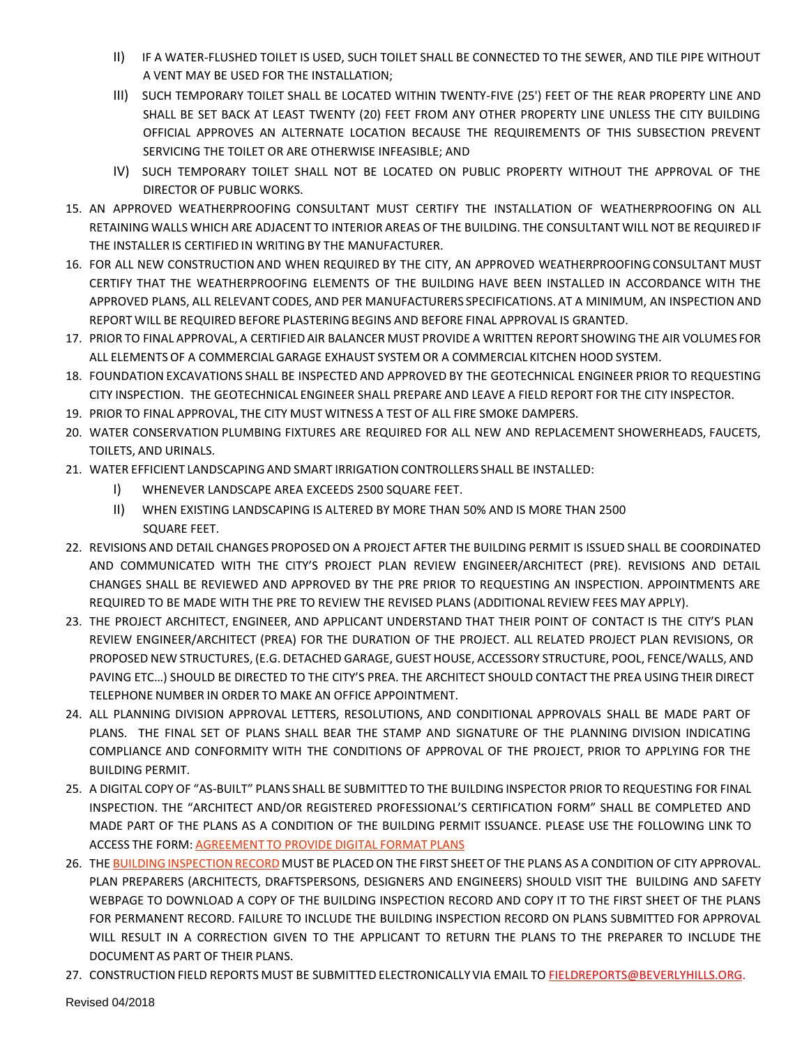II) IF A WATER-FLUSHED TOILET IS USED, SUCH TOILET SHALL BE CONNECTED TO THE SEWER, AND TILE PIPE WITHOUT A VENT MAY BE USED FOR THE INSTALLATION;

   III) SUCH TEMPORARY TOILET SHALL BE LOCATED WITHIN TWENTY-FIVE (25') FEET OF THE REAR PROPERTY LINE AND SHALL BE SET BACK AT LEAST TWENTY (20) FEET FROM ANY OTHER PROPERTY LINE UNLESS THE CITY BUILDING OFFICIAL APPROVES AN ALTERNATE LOCATION BECAUSE THE REQUIREMENTS OF THIS SUBSECTION PREVENT SERVICING THE TOILET OR ARE OTHERWISE INFEASIBLE; AND

   IV) SUCH TEMPORARY TOILET SHALL NOT BE LOCATED ON PUBLIC PROPERTY WITHOUT THE APPROVAL OF THE DIRECTOR OF PUBLIC WORKS.

15. AN APPROVED WEATHERPROOFING CONSULTANT MUST CERTIFY THE INSTALLATION OF WEATHERPROOFING ON ALL RETAINING WALLS WHICH ARE ADJACENT TO INTERIOR AREAS OF THE BUILDING. THE CONSULTANT WILL NOT BE REQUIRED IF THE INSTALLER IS CERTIFIED IN WRITING BY THE MANUFACTURER.
16. FOR ALL NEW CONSTRUCTION AND WHEN REQUIRED BY THE CITY, AN APPROVED WEATHERPROOFING CONSULTANT MUST CERTIFY THAT THE WEATHERPROOFING ELEMENTS OF THE BUILDING HAVE BEEN INSTALLED IN ACCORDANCE WITH THE APPROVED PLANS, ALL RELEVANT CODES, AND PER MANUFACTURERS SPECIFICATIONS. AT A MINIMUM, AN INSPECTION AND REPORT WILL BE REQUIRED BEFORE PLASTERING BEGINS AND BEFORE FINAL APPROVAL IS GRANTED.
17. PRIOR TO FINAL APPROVAL, A CERTIFIED AIR BALANCER MUST PROVIDE A WRITTEN REPORT SHOWING THE AIR VOLUMES FOR ALL ELEMENTS OF A COMMERCIAL GARAGE EXHAUST SYSTEM OR A COMMERCIAL KITCHEN HOOD SYSTEM.
18. FOUNDATION EXCAVATIONS SHALL BE INSPECTED AND APPROVED BY THE GEOTECHNICAL ENGINEER PRIOR TO REQUESTING CITY INSPECTION. THE GEOTECHNICAL ENGINEER SHALL PREPARE AND LEAVE A FIELD REPORT FOR THE CITY INSPECTOR.
19. PRIOR TO FINAL APPROVAL, THE CITY MUST WITNESS A TEST OF ALL FIRE SMOKE DAMPERS.
20. WATER CONSERVATION PLUMBING FIXTURES ARE REQUIRED FOR ALL NEW AND REPLACEMENT SHOWERHEADS, FAUCETS, TOILETS, AND URINALS.
21. WATER EFFICIENT LANDSCAPING AND SMART IRRIGATION CONTROLLERS SHALL BE INSTALLED:
   I) WHENEVER LANDSCAPE AREA EXCEEDS 2500 SQUARE FEET.
   II) WHEN EXISTING LANDSCAPING IS ALTERED BY MORE THAN 50% AND IS MORE THAN 2500 SQUARE FEET.
22. REVISIONS AND DETAIL CHANGES PROPOSED ON A PROJECT AFTER THE BUILDING PERMIT IS ISSUED SHALL BE COORDINATED AND COMMUNICATED WITH THE CITY'S PROJECT PLAN REVIEW ENGINEER/ARCHITECT (PRE). REVISIONS AND DETAIL CHANGES SHALL BE REVIEWED AND APPROVED BY THE PRE PRIOR TO REQUESTING AN INSPECTION. APPOINTMENTS ARE REQUIRED TO BE MADE WITH THE PRE TO REVIEW THE REVISED PLANS (ADDITIONAL REVIEW FEES MAY APPLY).
23. THE PROJECT ARCHITECT, ENGINEER, AND APPLICANT UNDERSTAND THAT THEIR POINT OF CONTACT IS THE CITY'S PLAN REVIEW ENGINEER/ARCHITECT (PREA) FOR THE DURATION OF THE PROJECT. ALL RELATED PROJECT PLAN REVISIONS, OR PROPOSED NEW STRUCTURES, (E.G. DETACHED GARAGE, GUEST HOUSE, ACCESSORY STRUCTURE, POOL, FENCE/WALLS, AND PAVING ETC…) SHOULD BE DIRECTED TO THE CITY'S PREA. THE ARCHITECT SHOULD CONTACT THE PREA USING THEIR DIRECT TELEPHONE NUMBER IN ORDER TO MAKE AN OFFICE APPOINTMENT.
24. ALL PLANNING DIVISION APPROVAL LETTERS, RESOLUTIONS, AND CONDITIONAL APPROVALS SHALL BE MADE PART OF PLANS. THE FINAL SET OF PLANS SHALL BEAR THE STAMP AND SIGNATURE OF THE PLANNING DIVISION INDICATING COMPLIANCE AND CONFORMITY WITH THE CONDITIONS OF APPROVAL OF THE PROJECT, PRIOR TO APPLYING FOR THE BUILDING PERMIT.
25. A DIGITAL COPY OF "AS-BUILT" PLANS SHALL BE SUBMITTED TO THE BUILDING INSPECTOR PRIOR TO REQUESTING FOR FINAL INSPECTION. THE "ARCHITECT AND/OR REGISTERED PROFESSIONAL'S CERTIFICATION FORM" SHALL BE COMPLETED AND MADE PART OF THE PLANS AS A CONDITION OF THE BUILDING PERMIT ISSUANCE. PLEASE USE THE FOLLOWING LINK TO ACCESS THE FORM: AGREEMENT TO PROVIDE DIGITAL FORMAT PLANS
26. THE BUILDING INSPECTION RECORD MUST BE PLACED ON THE FIRST SHEET OF THE PLANS AS A CONDITION OF CITY APPROVAL. PLAN PREPARERS (ARCHITECTS, DRAFTSPERSONS, DESIGNERS AND ENGINEERS) SHOULD VISIT THE BUILDING AND SAFETY WEBPAGE TO DOWNLOAD A COPY OF THE BUILDING INSPECTION RECORD AND COPY IT TO THE FIRST SHEET OF THE PLANS FOR PERMANENT RECORD. FAILURE TO INCLUDE THE BUILDING INSPECTION RECORD ON PLANS SUBMITTED FOR APPROVAL WILL RESULT IN A CORRECTION GIVEN TO THE APPLICANT TO RETURN THE PLANS TO THE PREPARER TO INCLUDE THE DOCUMENT AS PART OF THEIR PLANS.
27. CONSTRUCTION FIELD REPORTS MUST BE SUBMITTED ELECTRONICALLY VIA EMAIL TO FIELDREPORTS@BEVERLYHILLS.ORG.

Revised 04/2018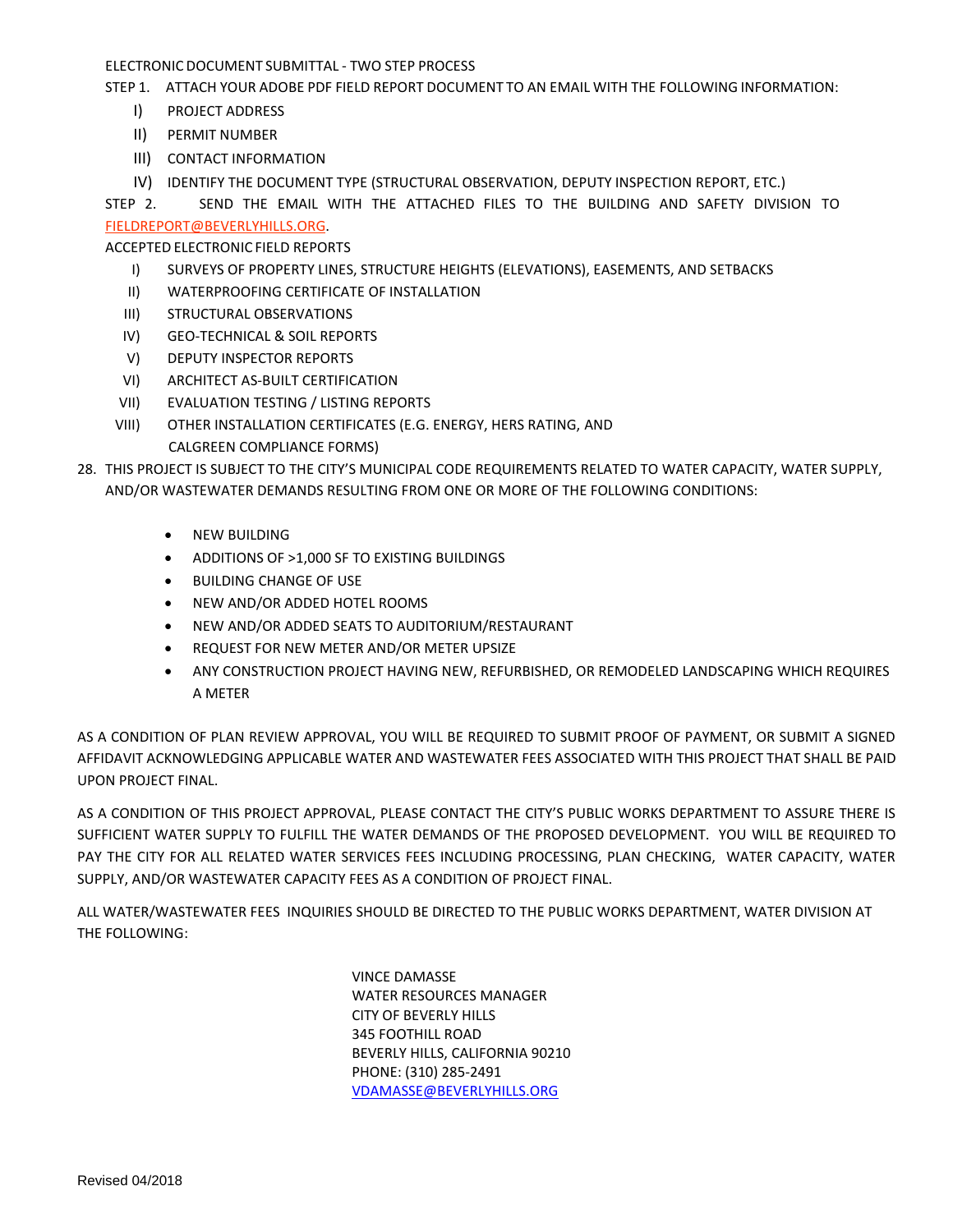ELECTRONIC DOCUMENT SUBMITTAL - TWO STEP PROCESS

STEP 1. ATTACH YOUR ADOBE PDF FIELD REPORT DOCUMENT TO AN EMAIL WITH THE FOLLOWING INFORMATION:

I) PROJECT ADDRESS
II) PERMIT NUMBER
III) CONTACT INFORMATION
IV) IDENTIFY THE DOCUMENT TYPE (STRUCTURAL OBSERVATION, DEPUTY INSPECTION REPORT, ETC.)

STEP 2. SEND THE EMAIL WITH THE ATTACHED FILES TO THE BUILDING AND SAFETY DIVISION TO FIELDREPORT@BEVERLYHILLS.ORG.

ACCEPTED ELECTRONIC FIELD REPORTS

I) SURVEYS OF PROPERTY LINES, STRUCTURE HEIGHTS (ELEVATIONS), EASEMENTS, AND SETBACKS
II) WATERPROOFING CERTIFICATE OF INSTALLATION
III) STRUCTURAL OBSERVATIONS
IV) GEO-TECHNICAL & SOIL REPORTS
V) DEPUTY INSPECTOR REPORTS
VI) ARCHITECT AS-BUILT CERTIFICATION
VII) EVALUATION TESTING / LISTING REPORTS
VIII) OTHER INSTALLATION CERTIFICATES (E.G. ENERGY, HERS RATING, AND CALGREEN COMPLIANCE FORMS)

28. THIS PROJECT IS SUBJECT TO THE CITY'S MUNICIPAL CODE REQUIREMENTS RELATED TO WATER CAPACITY, WATER SUPPLY, AND/OR WASTEWATER DEMANDS RESULTING FROM ONE OR MORE OF THE FOLLOWING CONDITIONS:

- NEW BUILDING
- ADDITIONS OF >1,000 SF TO EXISTING BUILDINGS
- BUILDING CHANGE OF USE
- NEW AND/OR ADDED HOTEL ROOMS
- NEW AND/OR ADDED SEATS TO AUDITORIUM/RESTAURANT
- REQUEST FOR NEW METER AND/OR METER UPSIZE
- ANY CONSTRUCTION PROJECT HAVING NEW, REFURBISHED, OR REMODELED LANDSCAPING WHICH REQUIRES A METER

AS A CONDITION OF PLAN REVIEW APPROVAL, YOU WILL BE REQUIRED TO SUBMIT PROOF OF PAYMENT, OR SUBMIT A SIGNED AFFIDAVIT ACKNOWLEDGING APPLICABLE WATER AND WASTEWATER FEES ASSOCIATED WITH THIS PROJECT THAT SHALL BE PAID UPON PROJECT FINAL.

AS A CONDITION OF THIS PROJECT APPROVAL, PLEASE CONTACT THE CITY'S PUBLIC WORKS DEPARTMENT TO ASSURE THERE IS SUFFICIENT WATER SUPPLY TO FULFILL THE WATER DEMANDS OF THE PROPOSED DEVELOPMENT. YOU WILL BE REQUIRED TO PAY THE CITY FOR ALL RELATED WATER SERVICES FEES INCLUDING PROCESSING, PLAN CHECKING, WATER CAPACITY, WATER SUPPLY, AND/OR WASTEWATER CAPACITY FEES AS A CONDITION OF PROJECT FINAL.

ALL WATER/WASTEWATER FEES INQUIRIES SHOULD BE DIRECTED TO THE PUBLIC WORKS DEPARTMENT, WATER DIVISION AT THE FOLLOWING:

VINCE DAMASSE
WATER RESOURCES MANAGER
CITY OF BEVERLY HILLS
345 FOOTHILL ROAD
BEVERLY HILLS, CALIFORNIA 90210
PHONE: (310) 285-2491
VDAMASSE@BEVERLYHILLS.ORG

Revised 04/2018